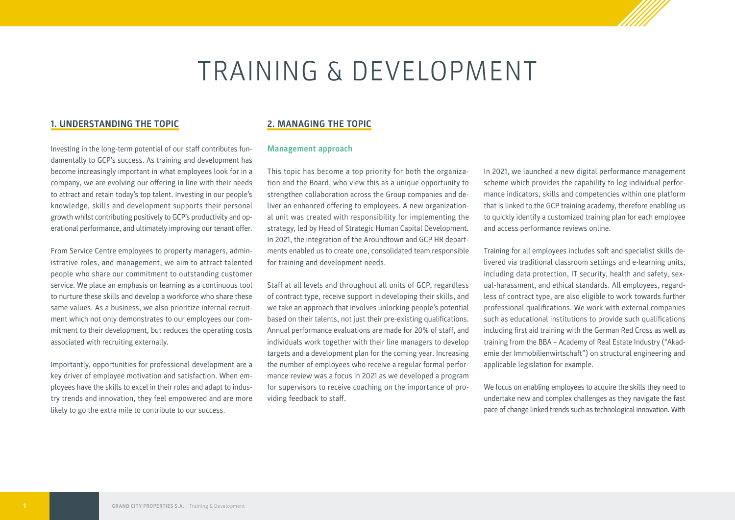# TRAINING & DEVELOPMENT

## 1. UNDERSTANDING THE TOPIC

Investing in the long-term potential of our staff contributes fundamentally to GCP's success. As training and development has become increasingly important in what employees look for in a company, we are evolving our offering in line with their needs to attract and retain today's top talent. Investing in our people's knowledge, skills and development supports their personal growth whilst contributing positively to GCP's productivity and operational performance, and ultimately improving our tenant offer.

From Service Centre employees to property managers, administrative roles, and management, we aim to attract talented people who share our commitment to outstanding customer service. We place an emphasis on learning as a continuous tool to nurture these skills and develop a workforce who share these same values. As a business, we also prioritize internal recruitment which not only demonstrates to our employees our commitment to their development, but reduces the operating costs associated with recruiting externally.

Importantly, opportunities for professional development are a key driver of employee motivation and satisfaction. When employees have the skills to excel in their roles and adapt to industry trends and innovation, they feel empowered and are more likely to go the extra mile to contribute to our success.

## 2. MANAGING THE TOPIC

### Management approach

This topic has become a top priority for both the organization and the Board, who view this as a unique opportunity to strengthen collaboration across the Group companies and deliver an enhanced offering to employees. A new organizational unit was created with responsibility for implementing the strategy, led by Head of Strategic Human Capital Development. In 2021, the integration of the Aroundtown and GCP HR departments enabled us to create one, consolidated team responsible for training and development needs.

Staff at all levels and throughout all units of GCP, regardless of contract type, receive support in developing their skills, and we take an approach that involves unlocking people's potential based on their talents, not just their pre-existing qualifications. Annual performance evaluations are made for 20% of staff, and individuals work together with their line managers to develop targets and a development plan for the coming year. Increasing the number of employees who receive a regular formal performance review was a focus in 2021 as we developed a program for supervisors to receive coaching on the importance of providing feedback to staff.

In 2021, we launched a new digital performance management scheme which provides the capability to log individual performance indicators, skills and competencies within one platform that is linked to the GCP training academy, therefore enabling us to quickly identify a customized training plan for each employee and access performance reviews online.

Training for all employees includes soft and specialist skills delivered via traditional classroom settings and e-learning units, including data protection, IT security, health and safety, sexual-harassment, and ethical standards. All employees, regardless of contract type, are also eligible to work towards further professional qualifications. We work with external companies such as educational institutions to provide such qualifications including first aid training with the German Red Cross as well as training from the BBA – Academy of Real Estate Industry ("Akademie der Immobilienwirtschaft") on structural engineering and applicable legislation for example.

We focus on enabling employees to acquire the skills they need to undertake new and complex challenges as they navigate the fast pace of change linked trends such as technological innovation. With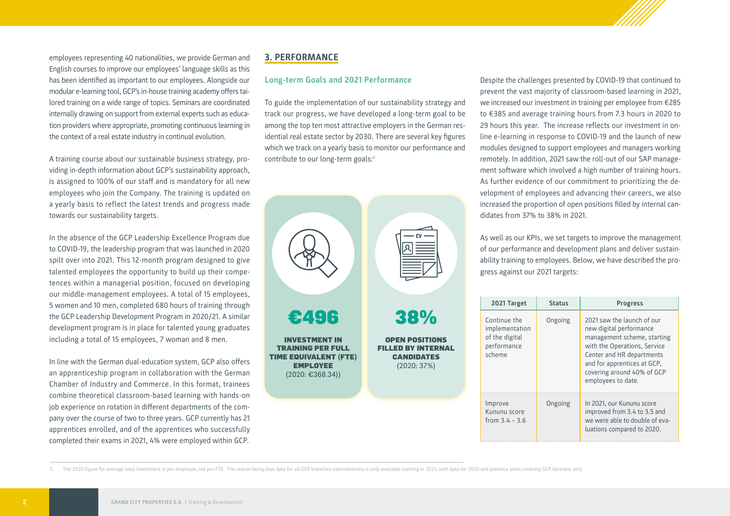employees representing 40 nationalities, we provide German and English courses to improve our employees' language skills as this has been identified as important to our employees. Alongside our modular e-learning tool, GCP's in-house training academy offers tailored training on a wide range of topics. Seminars are coordinated internally drawing on support from external experts such as education providers where appropriate, promoting continuous learning in the context of a real estate industry in continual evolution.

A training course about our sustainable business strategy, providing in-depth information about GCP's sustainability approach, is assigned to 100% of our staff and is mandatory for all new employees who join the Company. The training is updated on a yearly basis to reflect the latest trends and progress made towards our sustainability targets.

In the absence of the GCP Leadership Excellence Program due to COVID-19, the leadership program that was launched in 2020 spilt over into 2021. This 12-month program designed to give talented employees the opportunity to build up their competences within a managerial position, focused on developing our middle-management employees. A total of 15 employees, 5 women and 10 men, completed 680 hours of training through the GCP Leadership Development Program in 2020/21. A similar development program is in place for talented young graduates including a total of 15 employees, 7 woman and 8 men.

In line with the German dual-education system, GCP also offers an apprenticeship program in collaboration with the German Chamber of Industry and Commerce. In this format, trainees combine theoretical classroom-based learning with hands-on job experience on rotation in different departments of the company over the course of two to three years. GCP currently has 21 apprentices enrolled, and of the apprentices who successfully completed their exams in 2021, 4% were employed within GCP.

## 3. PERFORMANCE

### Long-term Goals and 2021 Performance

To guide the implementation of our sustainability strategy and track our progress, we have developed a long-term goal to be among the top ten most attractive employers in the German residential real estate sector by 2030. There are several key figures which we track on a yearly basis to monitor our performance and contribute to our long-term goals:[1]

**€496**

**INVESTMENT IN TRAINING PER FULL TIME EQUIVALENT (FTE) EMPLOYEE**
(2020: €368.34))

**38%**

**OPEN POSITIONS FILLED BY INTERNAL CANDIDATES**
(2020: 37%)

Despite the challenges presented by COVID-19 that continued to prevent the vast majority of classroom-based learning in 2021, we increased our investment in training per employee from €285 to €385 and average training hours from 7.3 hours in 2020 to 29 hours this year. The increase reflects our investment in online e-learning in response to COVID-19 and the launch of new modules designed to support employees and managers working remotely. In addition, 2021 saw the roll-out of our SAP management software which involved a high number of training hours. As further evidence of our commitment to prioritizing the development of employees and advancing their careers, we also increased the proportion of open positions filled by internal candidates from 37% to 38% in 2021.

As well as our KPIs, we set targets to improve the management of our performance and development plans and deliver sustainability training to employees. Below, we have described the progress against our 2021 targets:

| 2021 Target | Status | Progress |
|---|---|---|
| Continue the implementation of the digital performance scheme | Ongoing | 2021 saw the launch of our new digital performance management scheme, starting with the Operations, Service Center and HR departments and for apprentices at GCP, covering around 40% of GCP employees to date. |
| Improve Kununu score from 3.4 – 3.6 | Ongoing | In 2021, our Kununu score improved from 3.4 to 3.5 and we were able to double of evaluations compared to 2020. |

1. The 2020 figure for average total investment is per employee, not per FTE. The reason being that data for all GCP branches internationally is only available starting in 2021, with data for 2020 and previous years covering GCP Germany only.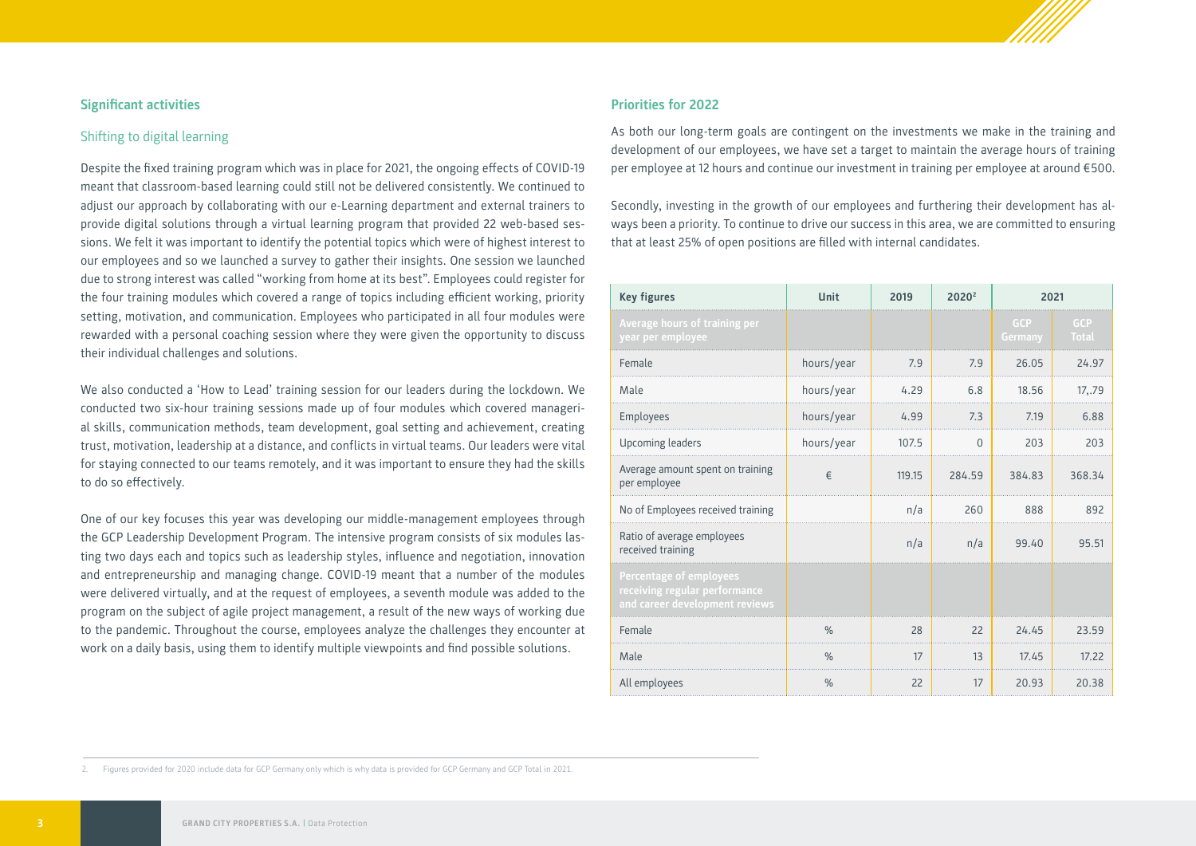## Significant activities

### Shifting to digital learning

Despite the fixed training program which was in place for 2021, the ongoing effects of COVID-19 meant that classroom-based learning could still not be delivered consistently. We continued to adjust our approach by collaborating with our e-Learning department and external trainers to provide digital solutions through a virtual learning program that provided 22 web-based sessions. We felt it was important to identify the potential topics which were of highest interest to our employees and so we launched a survey to gather their insights. One session we launched due to strong interest was called "working from home at its best". Employees could register for the four training modules which covered a range of topics including efficient working, priority setting, motivation, and communication. Employees who participated in all four modules were rewarded with a personal coaching session where they were given the opportunity to discuss their individual challenges and solutions.

We also conducted a 'How to Lead' training session for our leaders during the lockdown. We conducted two six-hour training sessions made up of four modules which covered managerial skills, communication methods, team development, goal setting and achievement, creating trust, motivation, leadership at a distance, and conflicts in virtual teams. Our leaders were vital for staying connected to our teams remotely, and it was important to ensure they had the skills to do so effectively.

One of our key focuses this year was developing our middle-management employees through the GCP Leadership Development Program. The intensive program consists of six modules lasting two days each and topics such as leadership styles, influence and negotiation, innovation and entrepreneurship and managing change. COVID-19 meant that a number of the modules were delivered virtually, and at the request of employees, a seventh module was added to the program on the subject of agile project management, a result of the new ways of working due to the pandemic. Throughout the course, employees analyze the challenges they encounter at work on a daily basis, using them to identify multiple viewpoints and find possible solutions.

## Priorities for 2022

As both our long-term goals are contingent on the investments we make in the training and development of our employees, we have set a target to maintain the average hours of training per employee at 12 hours and continue our investment in training per employee at around €500.

Secondly, investing in the growth of our employees and furthering their development has always been a priority. To continue to drive our success in this area, we are committed to ensuring that at least 25% of open positions are filled with internal candidates.

| Key figures | Unit | 2019 | 2020[2] | 2021 | |
|---|---|---|---|---|---|
| **Average hours of training per year per employee** | | | | **GCP Germany** | **GCP Total** |
| Female | hours/year | 7.9 | 7.9 | 26.05 | 24.97 |
| Male | hours/year | 4.29 | 6.8 | 18.56 | 17,.79 |
| Employees | hours/year | 4.99 | 7.3 | 7.19 | 6.88 |
| Upcoming leaders | hours/year | 107.5 | 0 | 203 | 203 |
| Average amount spent on training per employee | € | 119.15 | 284.59 | 384.83 | 368.34 |
| No of Employees received training | | n/a | 260 | 888 | 892 |
| Ratio of average employees received training | | n/a | n/a | 99.40 | 95.51 |
| **Percentage of employees receiving regular performance and career development reviews** | | | | | |
| Female | % | 28 | 22 | 24.45 | 23.59 |
| Male | % | 17 | 13 | 17.45 | 17.22 |
| All employees | % | 22 | 17 | 20.93 | 20.38 |

2. Figures provided for 2020 include data for GCP Germany only which is why data is provided for GCP Germany and GCP Total in 2021.